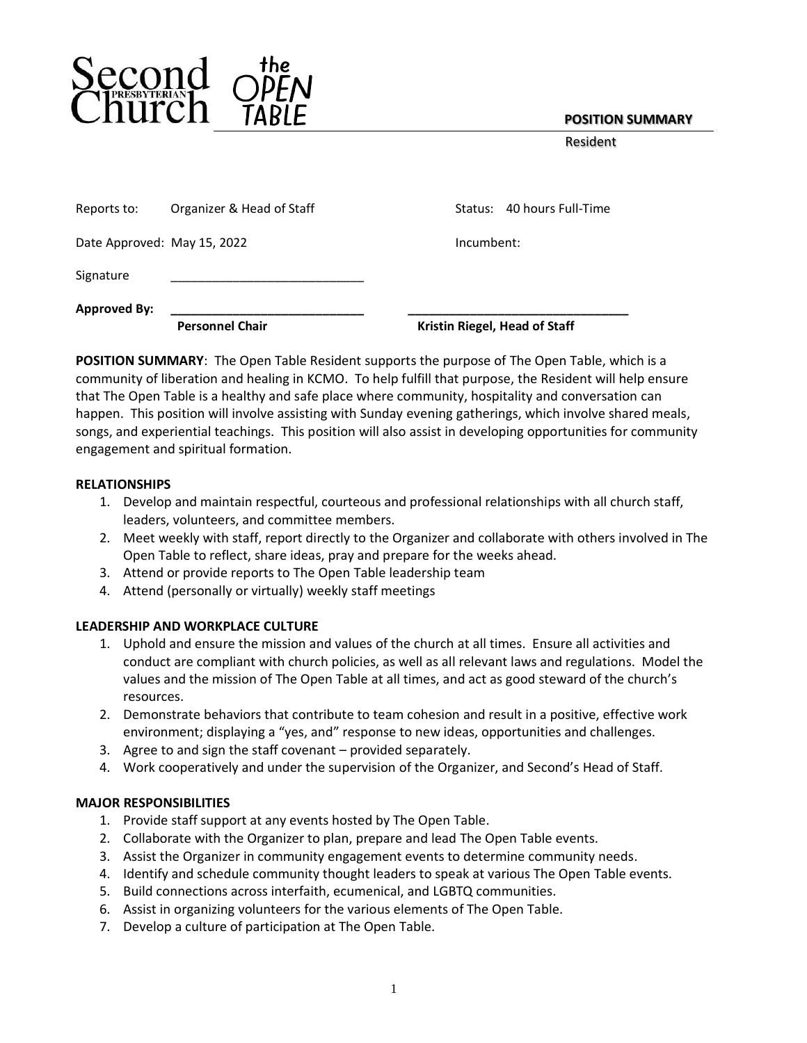Second Presbyterian Church · the Open Table

**POSITION SUMMARY**

Resident

| | | | |
|---|---|---|---|
| Reports to: | Organizer & Head of Staff | Status: | 40 hours Full-Time |
| Date Approved: | May 15, 2022 | Incumbent: | |
| Signature | ____________________________ | | |
| **Approved By:** | ____________________________ | | ________________________________ |
| | **Personnel Chair** | | **Kristin Riegel, Head of Staff** |

**POSITION SUMMARY**: The Open Table Resident supports the purpose of The Open Table, which is a community of liberation and healing in KCMO. To help fulfill that purpose, the Resident will help ensure that The Open Table is a healthy and safe place where community, hospitality and conversation can happen. This position will involve assisting with Sunday evening gatherings, which involve shared meals, songs, and experiential teachings. This position will also assist in developing opportunities for community engagement and spiritual formation.

**RELATIONSHIPS**

1. Develop and maintain respectful, courteous and professional relationships with all church staff, leaders, volunteers, and committee members.
2. Meet weekly with staff, report directly to the Organizer and collaborate with others involved in The Open Table to reflect, share ideas, pray and prepare for the weeks ahead.
3. Attend or provide reports to The Open Table leadership team
4. Attend (personally or virtually) weekly staff meetings

**LEADERSHIP AND WORKPLACE CULTURE**

1. Uphold and ensure the mission and values of the church at all times. Ensure all activities and conduct are compliant with church policies, as well as all relevant laws and regulations. Model the values and the mission of The Open Table at all times, and act as good steward of the church's resources.
2. Demonstrate behaviors that contribute to team cohesion and result in a positive, effective work environment; displaying a "yes, and" response to new ideas, opportunities and challenges.
3. Agree to and sign the staff covenant – provided separately.
4. Work cooperatively and under the supervision of the Organizer, and Second's Head of Staff.

**MAJOR RESPONSIBILITIES**

1. Provide staff support at any events hosted by The Open Table.
2. Collaborate with the Organizer to plan, prepare and lead The Open Table events.
3. Assist the Organizer in community engagement events to determine community needs.
4. Identify and schedule community thought leaders to speak at various The Open Table events.
5. Build connections across interfaith, ecumenical, and LGBTQ communities.
6. Assist in organizing volunteers for the various elements of The Open Table.
7. Develop a culture of participation at The Open Table.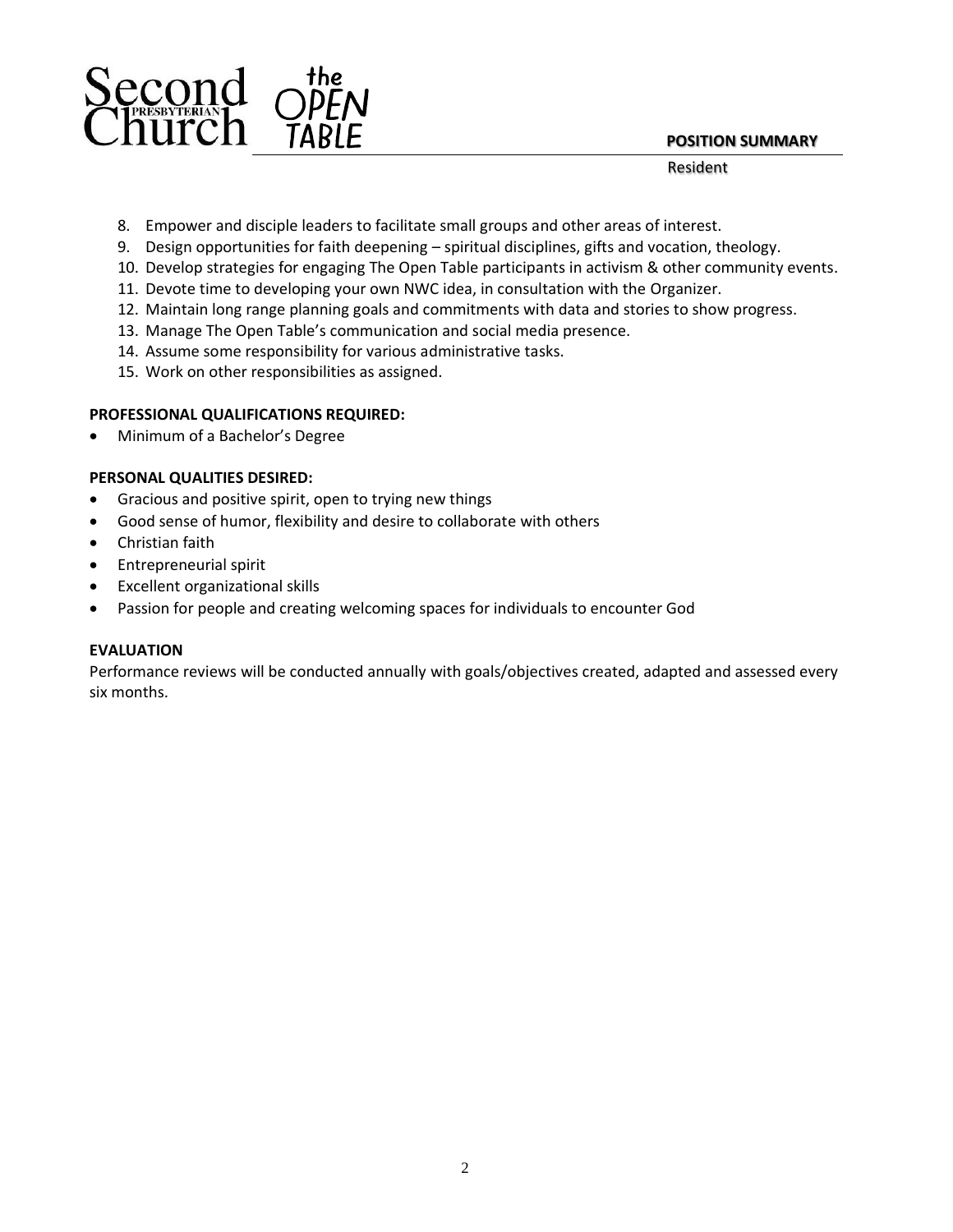8. Empower and disciple leaders to facilitate small groups and other areas of interest.
9. Design opportunities for faith deepening – spiritual disciplines, gifts and vocation, theology.
10. Develop strategies for engaging The Open Table participants in activism & other community events.
11. Devote time to developing your own NWC idea, in consultation with the Organizer.
12. Maintain long range planning goals and commitments with data and stories to show progress.
13. Manage The Open Table's communication and social media presence.
14. Assume some responsibility for various administrative tasks.
15. Work on other responsibilities as assigned.

**PROFESSIONAL QUALIFICATIONS REQUIRED:**

- Minimum of a Bachelor's Degree

**PERSONAL QUALITIES DESIRED:**

- Gracious and positive spirit, open to trying new things
- Good sense of humor, flexibility and desire to collaborate with others
- Christian faith
- Entrepreneurial spirit
- Excellent organizational skills
- Passion for people and creating welcoming spaces for individuals to encounter God

**EVALUATION**

Performance reviews will be conducted annually with goals/objectives created, adapted and assessed every six months.